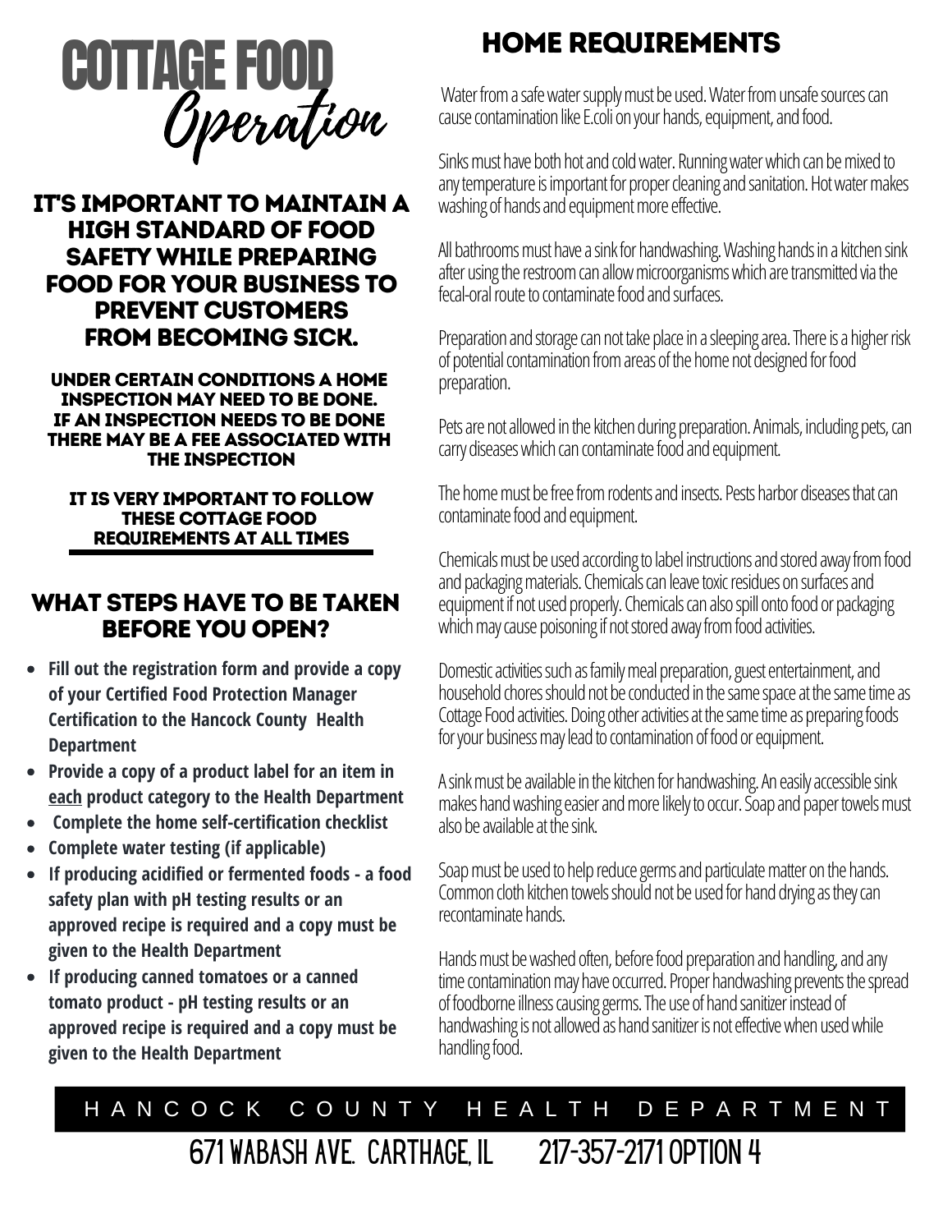# COTTAGE FOOD *Operation*

## IT'S IMPORTANT TO MAINTAIN A HIGH STANDARD OF FOOD SAFETY WHILE PREPARING FOOD FOR YOUR BUSINESS TO PREVENT CUSTOMERS FROM BECOMING SICK.

**UNDER CERTAIN CONDITIONS A HOME INSPECTION MAY NEED TO BE DONE. IF AN INSPECTION NEEDS TO BE DONE THERE MAY BE A FEE ASSOCIATED WITH THE INSPECTION**

**IT IS VERY IMPORTANT TO FOLLOW THESE COTTAGE FOOD REQUIREMENTS AT ALL TIMES**

## WHAT STEPS HAVE TO BE TAKEN BEFORE YOU OPEN?

- **Fill out the registration form and provide a copy of your Certified Food Protection Manager Certification to the Hancock County Health Department**
- **Provide a copy of a product label for an item in each product category to the Health Department**
- **Complete the home self-certification checklist**
- **Complete water testing (if applicable)**
- **If producing acidified or fermented foods - a food safety plan with pH testing results or an approved recipe is required and a copy must be given to the Health Department**
- **If producing canned tomatoes or a canned tomato product - pH testing results or an approved recipe is required and a copy must be given to the Health Department**

## HOME REQUIREMENTS

Water from a safe water supply must be used. Water from unsafe sources can cause contamination like E.coli on your hands, equipment, and food.

Sinks must have both hot and cold water. Running water which can be mixed to any temperature is important for proper cleaning and sanitation. Hot water makes washing of hands and equipment more effective.

All bathrooms must have a sink for handwashing. Washing hands in a kitchen sink after using the restroom can allow microorganisms which are transmitted via the fecal-oral route to contaminate food and surfaces.

Preparation and storage can not take place in a sleeping area. There is a higher risk of potential contamination from areas of the home not designed for food preparation.

Pets are not allowed in the kitchen during preparation. Animals, including pets, can carry diseases which can contaminate food and equipment.

The home must be free from rodents and insects. Pests harbor diseases that can contaminate food and equipment.

Chemicals must be used according to label instructions and stored away from food and packaging materials. Chemicals can leave toxic residues on surfaces and equipment if not used properly. Chemicals can also spill onto food or packaging which may cause poisoning if not stored away from food activities.

Domestic activities such as family meal preparation, guest entertainment, and household chores should not be conducted in the same space at the same time as Cottage Food activities. Doing other activities at the same time as preparing foods for your business may lead to contamination of food or equipment.

A sink must be available in the kitchen for handwashing. An easily accessible sink makes hand washing easier and more likely to occur. Soap and paper towels must also be available at the sink.

Soap must be used to help reduce germs and particulate matter on the hands. Common cloth kitchen towels should not be used for hand drying as they can recontaminate hands.

Hands must be washed often, before food preparation and handling, and any time contamination may have occurred. Proper handwashing prevents the spread of foodborne illness causing germs. The use of hand sanitizer instead of handwashing is not allowed as hand sanitizer is not effective when used while handling food.

HANCOCK COUNTY HEALTH DEPARTMENT

671 WABASH AVE. CARTHAGE, IL 217-357-2171 OPTION 4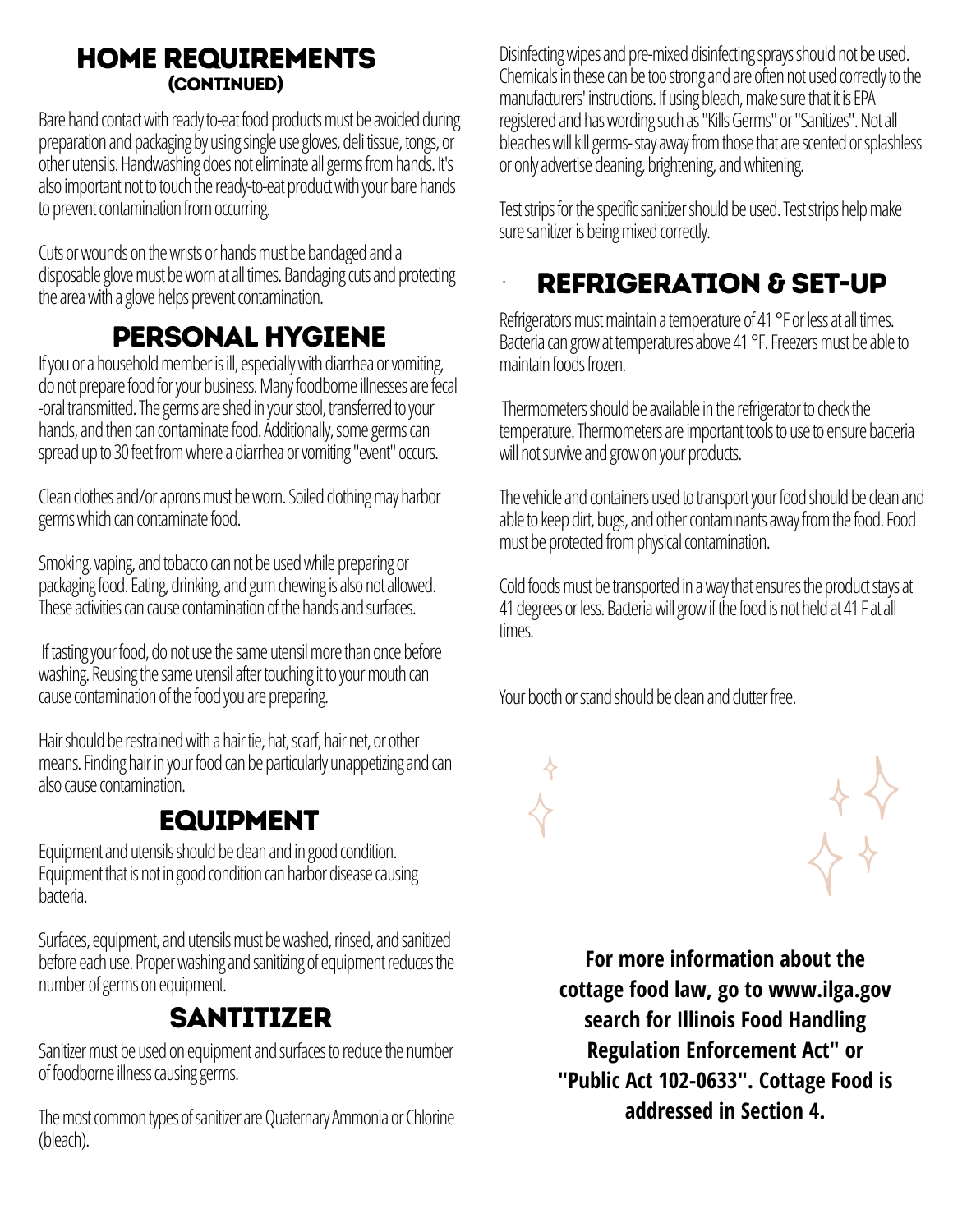## HOME REQUIREMENTS (CONTINUED)

Bare hand contact with ready to-eat food products must be avoided during preparation and packaging by using single use gloves, deli tissue, tongs, or other utensils. Handwashing does not eliminate all germs from hands. It's also important not to touch the ready-to-eat product with your bare hands to prevent contamination from occurring.

Cuts or wounds on the wrists or hands must be bandaged and a disposable glove must be worn at all times. Bandaging cuts and protecting the area with a glove helps prevent contamination.

## PERSONAL HYGIENE

If you or a household member is ill, especially with diarrhea or vomiting, do not prepare food for your business. Many foodborne illnesses are fecal -oral transmitted. The germs are shed in your stool, transferred to your hands, and then can contaminate food. Additionally, some germs can spread up to 30 feet from where a diarrhea or vomiting "event" occurs.

Clean clothes and/or aprons must be worn. Soiled clothing may harbor germs which can contaminate food.

Smoking, vaping, and tobacco can not be used while preparing or packaging food. Eating, drinking, and gum chewing is also not allowed. These activities can cause contamination of the hands and surfaces.

If tasting your food, do not use the same utensil more than once before washing. Reusing the same utensil after touching it to your mouth can cause contamination of the food you are preparing.

Hair should be restrained with a hair tie, hat, scarf, hair net, or other means. Finding hair in your food can be particularly unappetizing and can also cause contamination.

## EQUIPMENT

Equipment and utensils should be clean and in good condition. Equipment that is not in good condition can harbor disease causing bacteria.

Surfaces, equipment, and utensils must be washed, rinsed, and sanitized before each use. Proper washing and sanitizing of equipment reduces the number of germs on equipment.

## SANTITIZER

Sanitizer must be used on equipment and surfaces to reduce the number of foodborne illness causing germs.

The most common types of sanitizer are Quaternary Ammonia or Chlorine (bleach).

Disinfecting wipes and pre-mixed disinfecting sprays should not be used. Chemicals in these can be too strong and are often not used correctly to the manufacturers' instructions. If using bleach, make sure that it is EPA registered and has wording such as "Kills Germs" or "Sanitizes". Not all bleaches will kill germs- stay away from those that are scented or splashless or only advertise cleaning, brightening, and whitening.

Test strips for the specific sanitizer should be used. Test strips help make sure sanitizer is being mixed correctly.

## REFRIGERATION & SET-UP

Refrigerators must maintain a temperature of 41 °F or less at all times. Bacteria can grow at temperatures above 41 °F. Freezers must be able to maintain foods frozen.

Thermometers should be available in the refrigerator to check the temperature. Thermometers are important tools to use to ensure bacteria will not survive and grow on your products.

The vehicle and containers used to transport your food should be clean and able to keep dirt, bugs, and other contaminants away from the food. Food must be protected from physical contamination.

Cold foods must be transported in a way that ensures the product stays at 41 degrees or less. Bacteria will grow if the food is not held at 41 F at all times.

Your booth or stand should be clean and clutter free.

**For more information about the cottage food law, go to www.ilga.gov search for Illinois Food Handling Regulation Enforcement Act" or "Public Act 102-0633". Cottage Food is addressed in Section 4.**